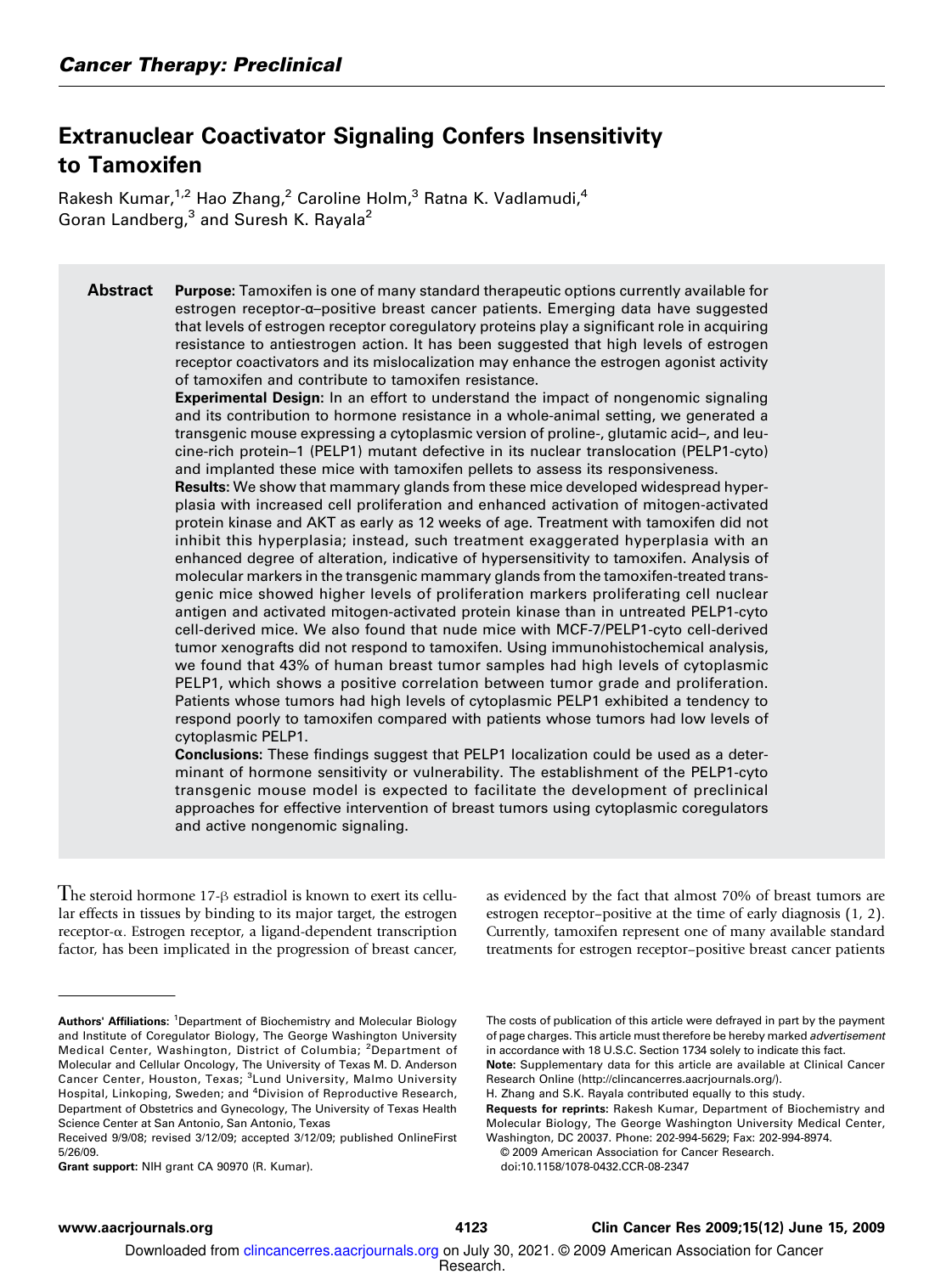*Cancer Therapy: Preclinical*

# Extranuclear Coactivator Signaling Confers Insensitivity to Tamoxifen

Rakesh Kumar,[1,2] Hao Zhang,[2] Caroline Holm,[3] Ratna K. Vadlamudi,[4] Goran Landberg,[3] and Suresh K. Rayala[2]

## Abstract

**Purpose:** Tamoxifen is one of many standard therapeutic options currently available for estrogen receptor-α–positive breast cancer patients. Emerging data have suggested that levels of estrogen receptor coregulatory proteins play a significant role in acquiring resistance to antiestrogen action. It has been suggested that high levels of estrogen receptor coactivators and its mislocalization may enhance the estrogen agonist activity of tamoxifen and contribute to tamoxifen resistance.

**Experimental Design:** In an effort to understand the impact of nongenomic signaling and its contribution to hormone resistance in a whole-animal setting, we generated a transgenic mouse expressing a cytoplasmic version of proline-, glutamic acid–, and leucine-rich protein–1 (PELP1) mutant defective in its nuclear translocation (PELP1-cyto) and implanted these mice with tamoxifen pellets to assess its responsiveness.

**Results:** We show that mammary glands from these mice developed widespread hyperplasia with increased cell proliferation and enhanced activation of mitogen-activated protein kinase and AKT as early as 12 weeks of age. Treatment with tamoxifen did not inhibit this hyperplasia; instead, such treatment exaggerated hyperplasia with an enhanced degree of alteration, indicative of hypersensitivity to tamoxifen. Analysis of molecular markers in the transgenic mammary glands from the tamoxifen-treated transgenic mice showed higher levels of proliferation markers proliferating cell nuclear antigen and activated mitogen-activated protein kinase than in untreated PELP1-cyto cell-derived mice. We also found that nude mice with MCF-7/PELP1-cyto cell-derived tumor xenografts did not respond to tamoxifen. Using immunohistochemical analysis, we found that 43% of human breast tumor samples had high levels of cytoplasmic PELP1, which shows a positive correlation between tumor grade and proliferation. Patients whose tumors had high levels of cytoplasmic PELP1 exhibited a tendency to respond poorly to tamoxifen compared with patients whose tumors had low levels of cytoplasmic PELP1.

**Conclusions:** These findings suggest that PELP1 localization could be used as a determinant of hormone sensitivity or vulnerability. The establishment of the PELP1-cyto transgenic mouse model is expected to facilitate the development of preclinical approaches for effective intervention of breast tumors using cytoplasmic coregulators and active nongenomic signaling.

The steroid hormone 17-β estradiol is known to exert its cellular effects in tissues by binding to its major target, the estrogen receptor-α. Estrogen receptor, a ligand-dependent transcription factor, has been implicated in the progression of breast cancer, as evidenced by the fact that almost 70% of breast tumors are estrogen receptor–positive at the time of early diagnosis (1, 2). Currently, tamoxifen represent one of many available standard treatments for estrogen receptor–positive breast cancer patients

---

**Authors' Affiliations:** [1]Department of Biochemistry and Molecular Biology and Institute of Coregulator Biology, The George Washington University Medical Center, Washington, District of Columbia; [2]Department of Molecular and Cellular Oncology, The University of Texas M. D. Anderson Cancer Center, Houston, Texas; [3]Lund University, Malmo University Hospital, Linkoping, Sweden; and [4]Division of Reproductive Research, Department of Obstetrics and Gynecology, The University of Texas Health Science Center at San Antonio, San Antonio, Texas

Received 9/9/08; revised 3/12/09; accepted 3/12/09; published OnlineFirst 5/26/09.

**Grant support:** NIH grant CA 90970 (R. Kumar).

The costs of publication of this article were defrayed in part by the payment of page charges. This article must therefore be hereby marked *advertisement* in accordance with 18 U.S.C. Section 1734 solely to indicate this fact.

**Note:** Supplementary data for this article are available at Clinical Cancer Research Online (http://clincancerres.aacrjournals.org/).

H. Zhang and S.K. Rayala contributed equally to this study.

**Requests for reprints:** Rakesh Kumar, Department of Biochemistry and Molecular Biology, The George Washington University Medical Center, Washington, DC 20037. Phone: 202-994-5629; Fax: 202-994-8974.

© 2009 American Association for Cancer Research.

doi:10.1158/1078-0432.CCR-08-2347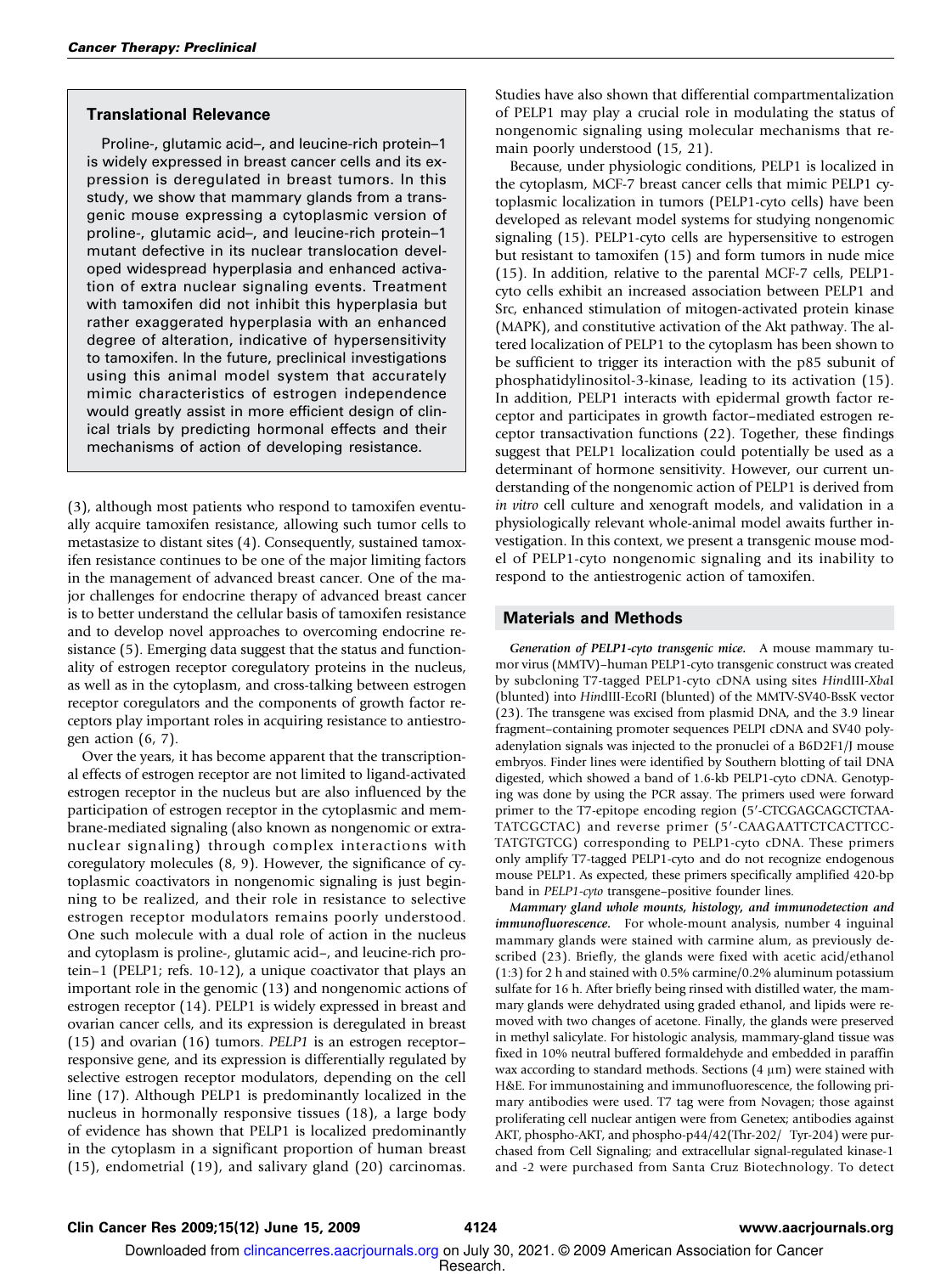### Translational Relevance

Proline-, glutamic acid–, and leucine-rich protein–1 is widely expressed in breast cancer cells and its expression is deregulated in breast tumors. In this study, we show that mammary glands from a transgenic mouse expressing a cytoplasmic version of proline-, glutamic acid–, and leucine-rich protein–1 mutant defective in its nuclear translocation developed widespread hyperplasia and enhanced activation of extra nuclear signaling events. Treatment with tamoxifen did not inhibit this hyperplasia but rather exaggerated hyperplasia with an enhanced degree of alteration, indicative of hypersensitivity to tamoxifen. In the future, preclinical investigations using this animal model system that accurately mimic characteristics of estrogen independence would greatly assist in more efficient design of clinical trials by predicting hormonal effects and their mechanisms of action of developing resistance.

(3), although most patients who respond to tamoxifen eventually acquire tamoxifen resistance, allowing such tumor cells to metastasize to distant sites (4). Consequently, sustained tamoxifen resistance continues to be one of the major limiting factors in the management of advanced breast cancer. One of the major challenges for endocrine therapy of advanced breast cancer is to better understand the cellular basis of tamoxifen resistance and to develop novel approaches to overcoming endocrine resistance (5). Emerging data suggest that the status and functionality of estrogen receptor coregulatory proteins in the nucleus, as well as in the cytoplasm, and cross-talking between estrogen receptor coregulators and the components of growth factor receptors play important roles in acquiring resistance to antiestrogen action (6, 7).

Over the years, it has become apparent that the transcriptional effects of estrogen receptor are not limited to ligand-activated estrogen receptor in the nucleus but are also influenced by the participation of estrogen receptor in the cytoplasmic and membrane-mediated signaling (also known as nongenomic or extranuclear signaling) through complex interactions with coregulatory molecules (8, 9). However, the significance of cytoplasmic coactivators in nongenomic signaling is just beginning to be realized, and their role in resistance to selective estrogen receptor modulators remains poorly understood. One such molecule with a dual role of action in the nucleus and cytoplasm is proline-, glutamic acid–, and leucine-rich protein–1 (PELP1; refs. 10-12), a unique coactivator that plays an important role in the genomic (13) and nongenomic actions of estrogen receptor (14). PELP1 is widely expressed in breast and ovarian cancer cells, and its expression is deregulated in breast (15) and ovarian (16) tumors. *PELP1* is an estrogen receptor–responsive gene, and its expression is differentially regulated by selective estrogen receptor modulators, depending on the cell line (17). Although PELP1 is predominantly localized in the nucleus in hormonally responsive tissues (18), a large body of evidence has shown that PELP1 is localized predominantly in the cytoplasm in a significant proportion of human breast (15), endometrial (19), and salivary gland (20) carcinomas. Studies have also shown that differential compartmentalization of PELP1 may play a crucial role in modulating the status of nongenomic signaling using molecular mechanisms that remain poorly understood (15, 21).

Because, under physiologic conditions, PELP1 is localized in the cytoplasm, MCF-7 breast cancer cells that mimic PELP1 cytoplasmic localization in tumors (PELP1-cyto cells) have been developed as relevant model systems for studying nongenomic signaling (15). PELP1-cyto cells are hypersensitive to estrogen but resistant to tamoxifen (15) and form tumors in nude mice (15). In addition, relative to the parental MCF-7 cells, PELP1-cyto cells exhibit an increased association between PELP1 and Src, enhanced stimulation of mitogen-activated protein kinase (MAPK), and constitutive activation of the Akt pathway. The altered localization of PELP1 to the cytoplasm has been shown to be sufficient to trigger its interaction with the p85 subunit of phosphatidylinositol-3-kinase, leading to its activation (15). In addition, PELP1 interacts with epidermal growth factor receptor and participates in growth factor–mediated estrogen receptor transactivation functions (22). Together, these findings suggest that PELP1 localization could potentially be used as a determinant of hormone sensitivity. However, our current understanding of the nongenomic action of PELP1 is derived from *in vitro* cell culture and xenograft models, and validation in a physiologically relevant whole-animal model awaits further investigation. In this context, we present a transgenic mouse model of PELP1-cyto nongenomic signaling and its inability to respond to the antiestrogenic action of tamoxifen.

## Materials and Methods

***Generation of PELP1-cyto transgenic mice.*** A mouse mammary tumor virus (MMTV)–human PELP1-cyto transgenic construct was created by subcloning T7-tagged PELP1-cyto cDNA using sites *Hin*dIII-*Xba*I (blunted) into *Hin*dIII-EcoRI (blunted) of the MMTV-SV40-BssK vector (23). The transgene was excised from plasmid DNA, and the 3.9 linear fragment–containing promoter sequences PELPI cDNA and SV40 polyadenylation signals was injected to the pronuclei of a B6D2F1/J mouse embryos. Finder lines were identified by Southern blotting of tail DNA digested, which showed a band of 1.6-kb PELP1-cyto cDNA. Genotyping was done by using the PCR assay. The primers used were forward primer to the T7-epitope encoding region (5′-CTCGAGCAGCTCTAATATCGCTAC) and reverse primer (5′-CAAGAATTCTCACTTCCTATGTGTCG) corresponding to PELP1-cyto cDNA. These primers only amplify T7-tagged PELP1-cyto and do not recognize endogenous mouse PELP1. As expected, these primers specifically amplified 420-bp band in *PELP1-cyto* transgene–positive founder lines.

***Mammary gland whole mounts, histology, and immunodetection and immunofluorescence.*** For whole-mount analysis, number 4 inguinal mammary glands were stained with carmine alum, as previously described (23). Briefly, the glands were fixed with acetic acid/ethanol (1:3) for 2 h and stained with 0.5% carmine/0.2% aluminum potassium sulfate for 16 h. After briefly being rinsed with distilled water, the mammary glands were dehydrated using graded ethanol, and lipids were removed with two changes of acetone. Finally, the glands were preserved in methyl salicylate. For histologic analysis, mammary-gland tissue was fixed in 10% neutral buffered formaldehyde and embedded in paraffin wax according to standard methods. Sections (4 μm) were stained with H&E. For immunostaining and immunofluorescence, the following primary antibodies were used. T7 tag were from Novagen; those against proliferating cell nuclear antigen were from Genetex; antibodies against AKT, phospho-AKT, and phospho-p44/42(Thr-202/ Tyr-204) were purchased from Cell Signaling; and extracellular signal-regulated kinase-1 and -2 were purchased from Santa Cruz Biotechnology. To detect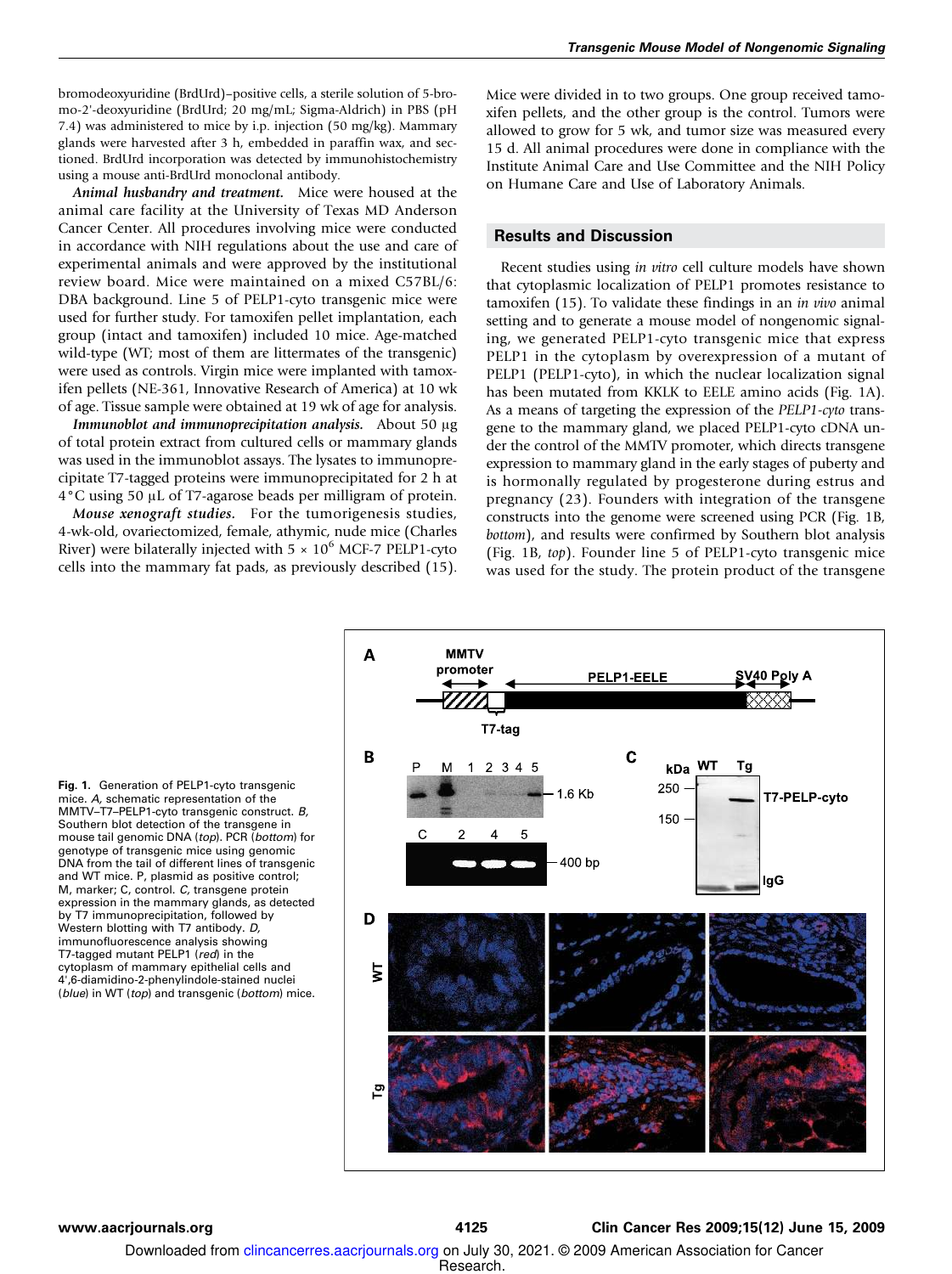bromodeoxyuridine (BrdUrd)–positive cells, a sterile solution of 5-bromo-2'-deoxyuridine (BrdUrd; 20 mg/mL; Sigma-Aldrich) in PBS (pH 7.4) was administered to mice by i.p. injection (50 mg/kg). Mammary glands were harvested after 3 h, embedded in paraffin wax, and sectioned. BrdUrd incorporation was detected by immunohistochemistry using a mouse anti-BrdUrd monoclonal antibody.

***Animal husbandry and treatment.*** Mice were housed at the animal care facility at the University of Texas MD Anderson Cancer Center. All procedures involving mice were conducted in accordance with NIH regulations about the use and care of experimental animals and were approved by the institutional review board. Mice were maintained on a mixed C57BL/6: DBA background. Line 5 of PELP1-cyto transgenic mice were used for further study. For tamoxifen pellet implantation, each group (intact and tamoxifen) included 10 mice. Age-matched wild-type (WT; most of them are littermates of the transgenic) were used as controls. Virgin mice were implanted with tamoxifen pellets (NE-361, Innovative Research of America) at 10 wk of age. Tissue sample were obtained at 19 wk of age for analysis.

***Immunoblot and immunoprecipitation analysis.*** About 50 μg of total protein extract from cultured cells or mammary glands was used in the immunoblot assays. The lysates to immunoprecipitate T7-tagged proteins were immunoprecipitated for 2 h at 4°C using 50 μL of T7-agarose beads per milligram of protein.

***Mouse xenograft studies.*** For the tumorigenesis studies, 4-wk-old, ovariectomized, female, athymic, nude mice (Charles River) were bilaterally injected with $5 \times 10^6$ MCF-7 PELP1-cyto cells into the mammary fat pads, as previously described (15). Mice were divided in to two groups. One group received tamoxifen pellets, and the other group is the control. Tumors were allowed to grow for 5 wk, and tumor size was measured every 15 d. All animal procedures were done in compliance with the Institute Animal Care and Use Committee and the NIH Policy on Humane Care and Use of Laboratory Animals.

## Results and Discussion

Recent studies using *in vitro* cell culture models have shown that cytoplasmic localization of PELP1 promotes resistance to tamoxifen (15). To validate these findings in an *in vivo* animal setting and to generate a mouse model of nongenomic signaling, we generated PELP1-cyto transgenic mice that express PELP1 in the cytoplasm by overexpression of a mutant of PELP1 (PELP1-cyto), in which the nuclear localization signal has been mutated from KKLK to EELE amino acids (Fig. 1A). As a means of targeting the expression of the *PELP1-cyto* transgene to the mammary gland, we placed PELP1-cyto cDNA under the control of the MMTV promoter, which directs transgene expression to mammary gland in the early stages of puberty and is hormonally regulated by progesterone during estrus and pregnancy (23). Founders with integration of the transgene constructs into the genome were screened using PCR (Fig. 1B, *bottom*), and results were confirmed by Southern blot analysis (Fig. 1B, *top*). Founder line 5 of PELP1-cyto transgenic mice was used for the study. The protein product of the transgene

**Fig. 1.** Generation of PELP1-cyto transgenic mice. *A,* schematic representation of the MMTV–T7–PELP1-cyto transgenic construct. *B,* Southern blot detection of the transgene in mouse tail genomic DNA (*top*). PCR (*bottom*) for genotype of transgenic mice using genomic DNA from the tail of different lines of transgenic and WT mice. P, plasmid as positive control; M, marker; C, control. *C,* transgene protein expression in the mammary glands, as detected by T7 immunoprecipitation, followed by Western blotting with T7 antibody. *D,* immunofluorescence analysis showing T7-tagged mutant PELP1 (*red*) in the cytoplasm of mammary epithelial cells and 4',6-diamidino-2-phenylindole-stained nuclei (*blue*) in WT (*top*) and transgenic (*bottom*) mice.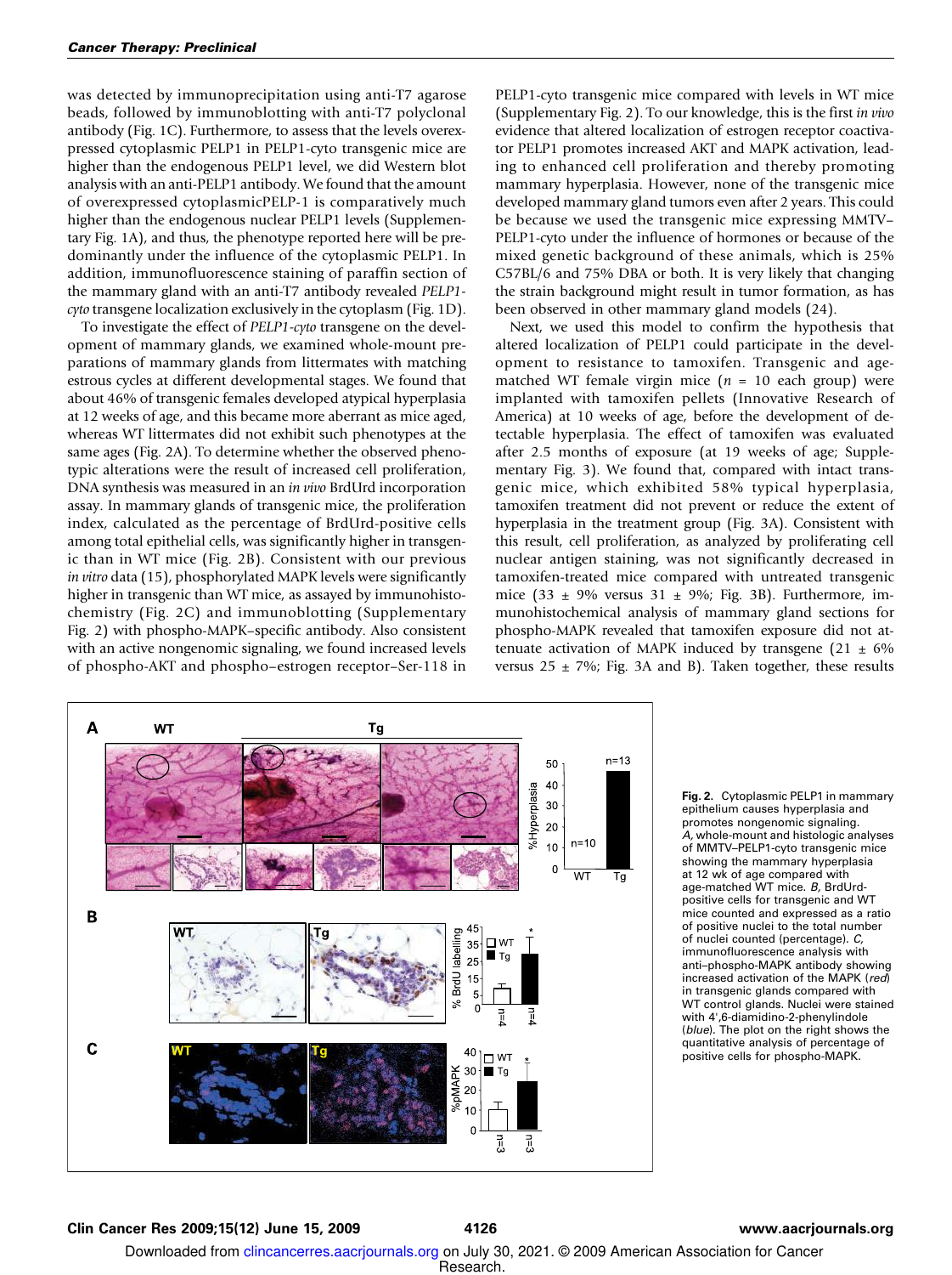was detected by immunoprecipitation using anti-T7 agarose beads, followed by immunoblotting with anti-T7 polyclonal antibody (Fig. 1C). Furthermore, to assess that the levels overexpressed cytoplasmic PELP1 in PELP1-cyto transgenic mice are higher than the endogenous PELP1 level, we did Western blot analysis with an anti-PELP1 antibody. We found that the amount of overexpressed cytoplasmicPELP-1 is comparatively much higher than the endogenous nuclear PELP1 levels (Supplementary Fig. 1A), and thus, the phenotype reported here will be predominantly under the influence of the cytoplasmic PELP1. In addition, immunofluorescence staining of paraffin section of the mammary gland with an anti-T7 antibody revealed *PELP1-cyto* transgene localization exclusively in the cytoplasm (Fig. 1D).

To investigate the effect of *PELP1-cyto* transgene on the development of mammary glands, we examined whole-mount preparations of mammary glands from littermates with matching estrous cycles at different developmental stages. We found that about 46% of transgenic females developed atypical hyperplasia at 12 weeks of age, and this became more aberrant as mice aged, whereas WT littermates did not exhibit such phenotypes at the same ages (Fig. 2A). To determine whether the observed phenotypic alterations were the result of increased cell proliferation, DNA synthesis was measured in an *in vivo* BrdUrd incorporation assay. In mammary glands of transgenic mice, the proliferation index, calculated as the percentage of BrdUrd-positive cells among total epithelial cells, was significantly higher in transgenic than in WT mice (Fig. 2B). Consistent with our previous *in vitro* data (15), phosphorylated MAPK levels were significantly higher in transgenic than WT mice, as assayed by immunohistochemistry (Fig. 2C) and immunoblotting (Supplementary Fig. 2) with phospho-MAPK–specific antibody. Also consistent with an active nongenomic signaling, we found increased levels of phospho-AKT and phospho–estrogen receptor–Ser-118 in PELP1-cyto transgenic mice compared with levels in WT mice (Supplementary Fig. 2). To our knowledge, this is the first *in vivo* evidence that altered localization of estrogen receptor coactivator PELP1 promotes increased AKT and MAPK activation, leading to enhanced cell proliferation and thereby promoting mammary hyperplasia. However, none of the transgenic mice developed mammary gland tumors even after 2 years. This could be because we used the transgenic mice expressing MMTV–PELP1-cyto under the influence of hormones or because of the mixed genetic background of these animals, which is 25% C57BL/6 and 75% DBA or both. It is very likely that changing the strain background might result in tumor formation, as has been observed in other mammary gland models (24).

Next, we used this model to confirm the hypothesis that altered localization of PELP1 could participate in the development of resistance to tamoxifen. Transgenic and age-matched WT female virgin mice ($n = 10$ each group) were implanted with tamoxifen pellets (Innovative Research of America) at 10 weeks of age, before the development of detectable hyperplasia. The effect of tamoxifen was evaluated after 2.5 months of exposure (at 19 weeks of age; Supplementary Fig. 3). We found that, compared with intact transgenic mice, which exhibited 58% typical hyperplasia, tamoxifen treatment did not prevent or reduce the extent of hyperplasia in the treatment group (Fig. 3A). Consistent with this result, cell proliferation, as analyzed by proliferating cell nuclear antigen staining, was not significantly decreased in tamoxifen-treated mice compared with untreated transgenic mice (33 ± 9% versus 31 ± 9%; Fig. 3B). Furthermore, immunohistochemical analysis of mammary gland sections for phospho-MAPK revealed that tamoxifen exposure did not attenuate activation of MAPK induced by transgene (21 ± 6% versus 25 ± 7%; Fig. 3A and B). Taken together, these results

**Fig. 2.** Cytoplasmic PELP1 in mammary epithelium causes hyperplasia and promotes nongenomic signaling. *A,* whole-mount and histologic analyses of MMTV–PELP1-cyto transgenic mice showing the mammary hyperplasia at 12 wk of age compared with age-matched WT mice. *B,* BrdUrd-positive cells for transgenic and WT mice counted and expressed as a ratio of positive nuclei to the total number of nuclei counted (percentage). *C,* immunofluorescence analysis with anti–phospho-MAPK antibody showing increased activation of the MAPK (*red*) in transgenic glands compared with WT control glands. Nuclei were stained with 4′,6-diamidino-2-phenylindole (*blue*). The plot on the right shows the quantitative analysis of percentage of positive cells for phospho-MAPK.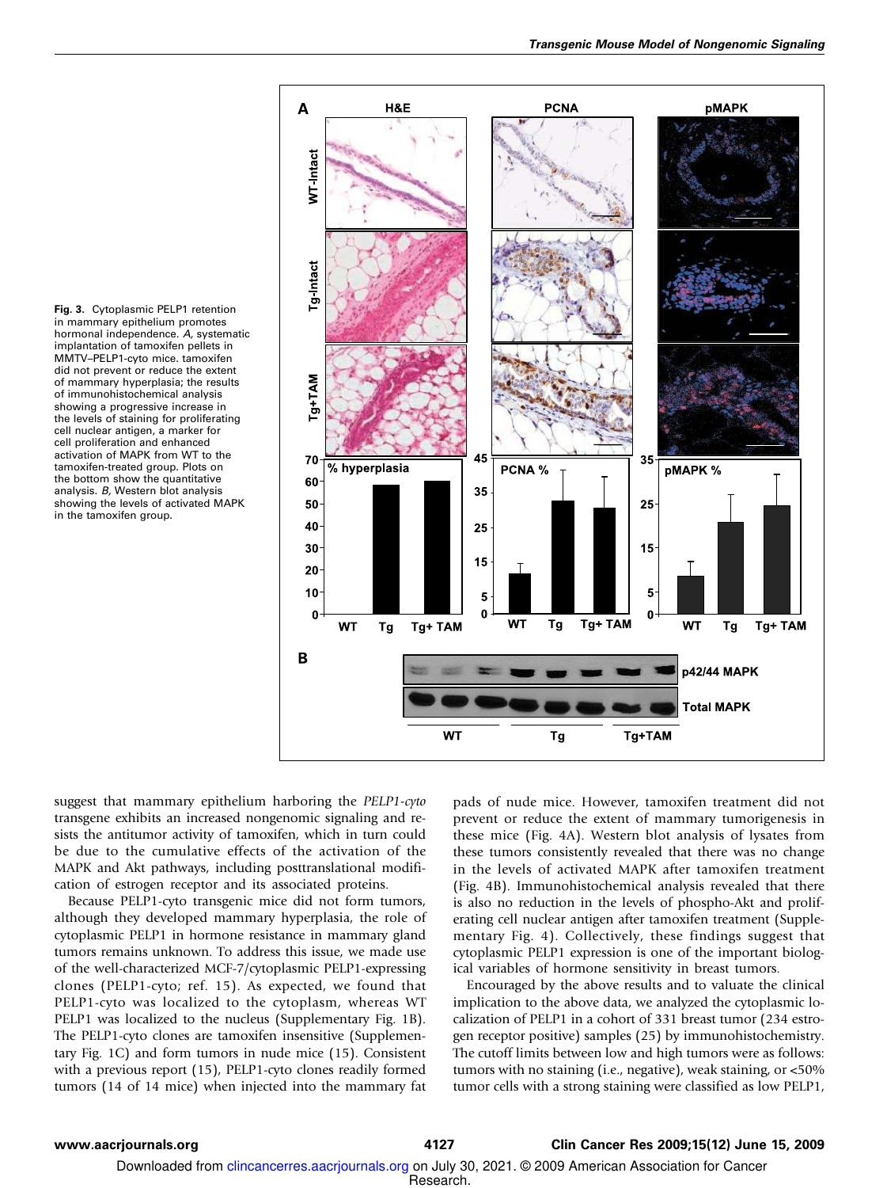**Fig. 3.** Cytoplasmic PELP1 retention in mammary epithelium promotes hormonal independence. *A,* systematic implantation of tamoxifen pellets in MMTV–PELP1-cyto mice. tamoxifen did not prevent or reduce the extent of mammary hyperplasia; the results of immunohistochemical analysis showing a progressive increase in the levels of staining for proliferating cell nuclear antigen, a marker for cell proliferation and enhanced activation of MAPK from WT to the tamoxifen-treated group. Plots on the bottom show the quantitative analysis. *B,* Western blot analysis showing the levels of activated MAPK in the tamoxifen group.

suggest that mammary epithelium harboring the *PELP1-cyto* transgene exhibits an increased nongenomic signaling and resists the antitumor activity of tamoxifen, which in turn could be due to the cumulative effects of the activation of the MAPK and Akt pathways, including posttranslational modification of estrogen receptor and its associated proteins.

Because PELP1-cyto transgenic mice did not form tumors, although they developed mammary hyperplasia, the role of cytoplasmic PELP1 in hormone resistance in mammary gland tumors remains unknown. To address this issue, we made use of the well-characterized MCF-7/cytoplasmic PELP1-expressing clones (PELP1-cyto; ref. 15). As expected, we found that PELP1-cyto was localized to the cytoplasm, whereas WT PELP1 was localized to the nucleus (Supplementary Fig. 1B). The PELP1-cyto clones are tamoxifen insensitive (Supplementary Fig. 1C) and form tumors in nude mice (15). Consistent with a previous report (15), PELP1-cyto clones readily formed tumors (14 of 14 mice) when injected into the mammary fat pads of nude mice. However, tamoxifen treatment did not prevent or reduce the extent of mammary tumorigenesis in these mice (Fig. 4A). Western blot analysis of lysates from these tumors consistently revealed that there was no change in the levels of activated MAPK after tamoxifen treatment (Fig. 4B). Immunohistochemical analysis revealed that there is also no reduction in the levels of phospho-Akt and proliferating cell nuclear antigen after tamoxifen treatment (Supplementary Fig. 4). Collectively, these findings suggest that cytoplasmic PELP1 expression is one of the important biological variables of hormone sensitivity in breast tumors.

Encouraged by the above results and to valuate the clinical implication to the above data, we analyzed the cytoplasmic localization of PELP1 in a cohort of 331 breast tumor (234 estrogen receptor positive) samples (25) by immunohistochemistry. The cutoff limits between low and high tumors were as follows: tumors with no staining (i.e., negative), weak staining, or <50% tumor cells with a strong staining were classified as low PELP1,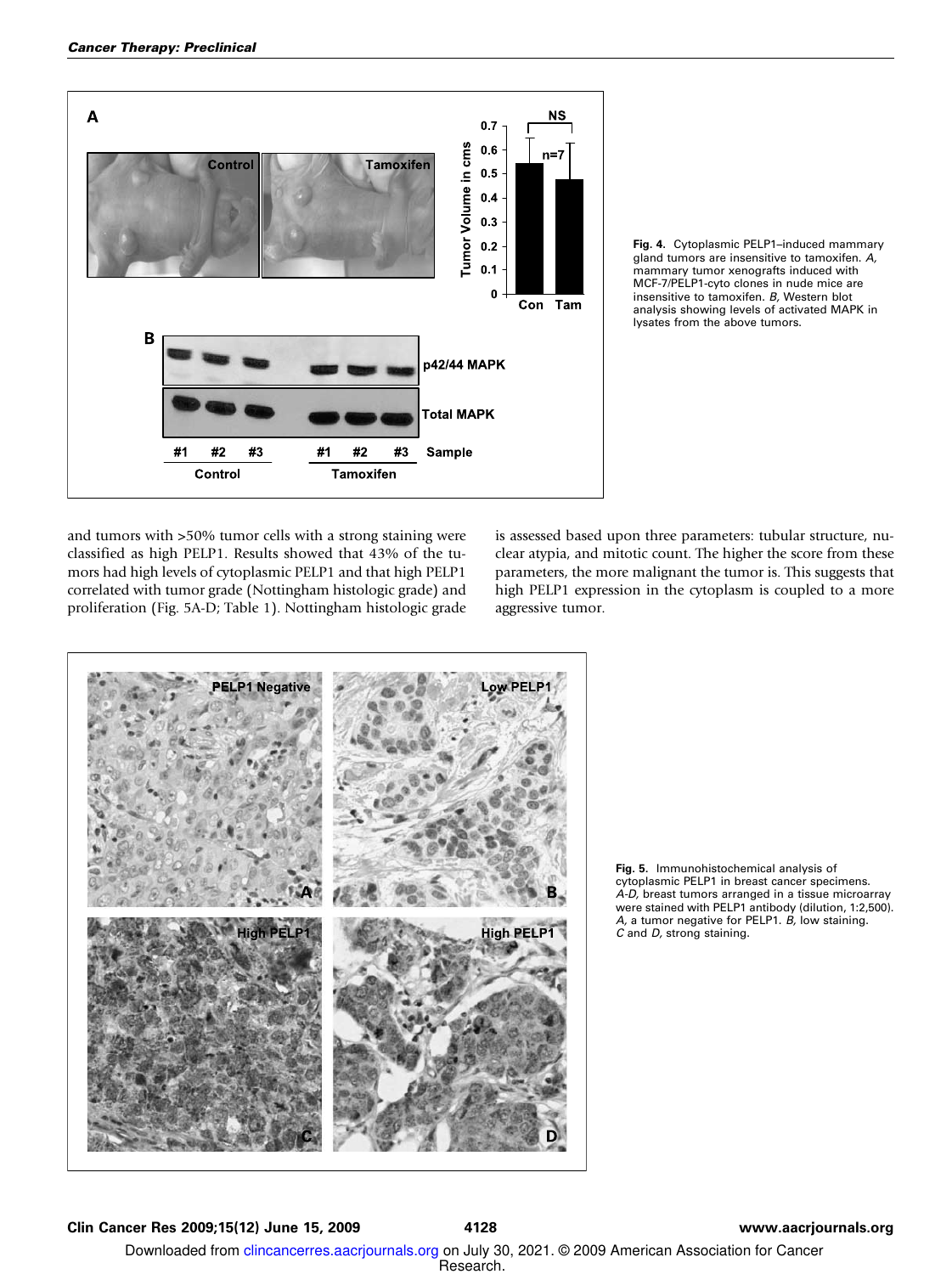Fig. 4. Cytoplasmic PELP1–induced mammary gland tumors are insensitive to tamoxifen. *A,* mammary tumor xenografts induced with MCF-7/PELP1-cyto clones in nude mice are insensitive to tamoxifen. *B,* Western blot analysis showing levels of activated MAPK in lysates from the above tumors.

and tumors with >50% tumor cells with a strong staining were classified as high PELP1. Results showed that 43% of the tumors had high levels of cytoplasmic PELP1 and that high PELP1 correlated with tumor grade (Nottingham histologic grade) and proliferation (Fig. 5A-D; Table 1). Nottingham histologic grade is assessed based upon three parameters: tubular structure, nuclear atypia, and mitotic count. The higher the score from these parameters, the more malignant the tumor is. This suggests that high PELP1 expression in the cytoplasm is coupled to a more aggressive tumor.

Fig. 5. Immunohistochemical analysis of cytoplasmic PELP1 in breast cancer specimens. *A-D,* breast tumors arranged in a tissue microarray were stained with PELP1 antibody (dilution, 1:2,500). *A,* a tumor negative for PELP1. *B,* low staining. *C* and *D,* strong staining.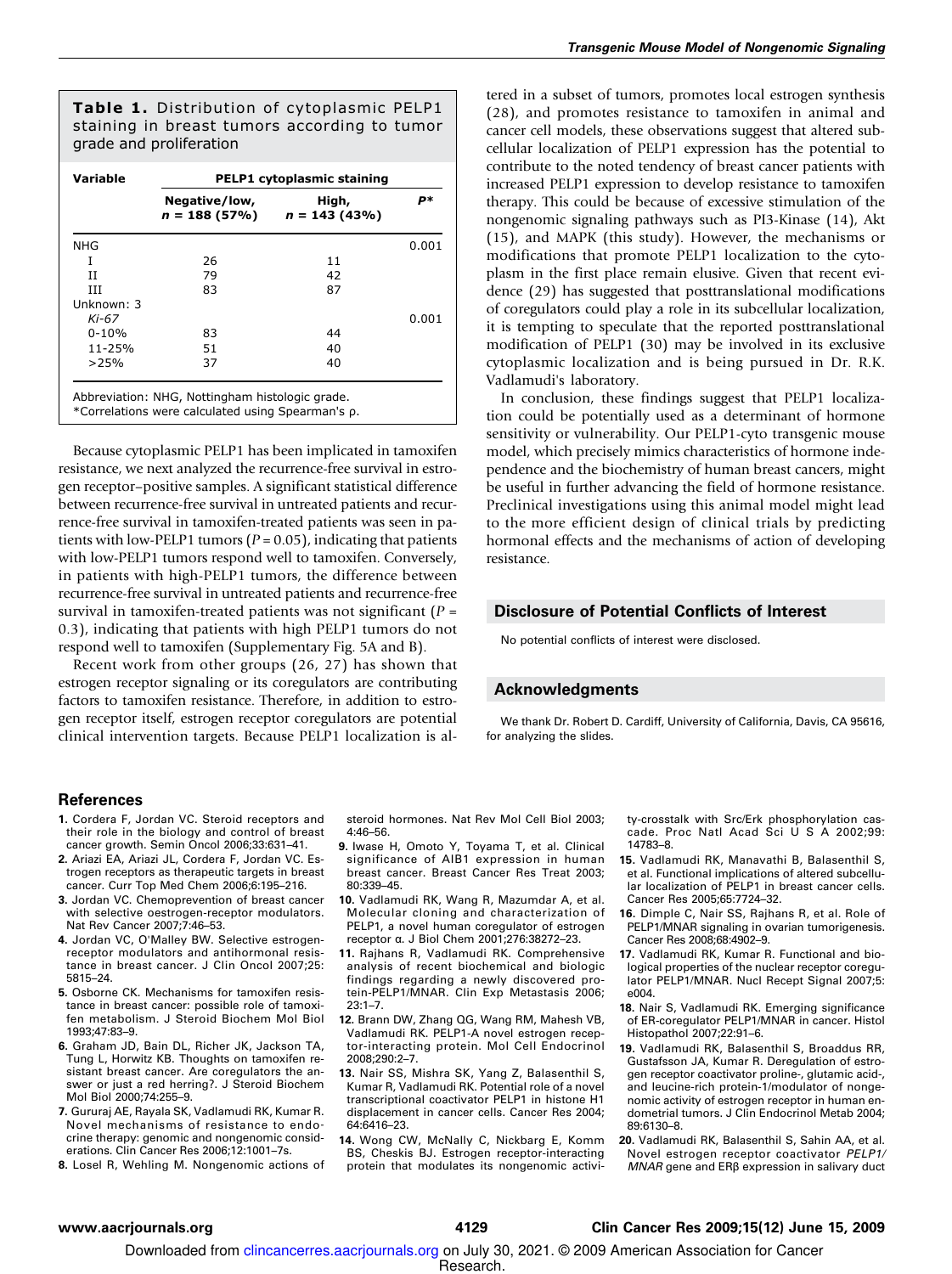**Table 1.** Distribution of cytoplasmic PELP1 staining in breast tumors according to tumor grade and proliferation

| Variable | PELP1 cytoplasmic staining | | |
|---|---|---|---|
| | Negative/low, *n* = 188 (57%) | High, *n* = 143 (43%) | *P** |
| NHG | | | 0.001 |
| I | 26 | 11 | |
| II | 79 | 42 | |
| III | 83 | 87 | |
| Unknown: 3 | | | |
| *Ki-67* | | | 0.001 |
| 0-10% | 83 | 44 | |
| 11-25% | 51 | 40 | |
| >25% | 37 | 40 | |

Abbreviation: NHG, Nottingham histologic grade.
*Correlations were calculated using Spearman's ρ.

Because cytoplasmic PELP1 has been implicated in tamoxifen resistance, we next analyzed the recurrence-free survival in estrogen receptor–positive samples. A significant statistical difference between recurrence-free survival in untreated patients and recurrence-free survival in tamoxifen-treated patients was seen in patients with low-PELP1 tumors ($P = 0.05$), indicating that patients with low-PELP1 tumors respond well to tamoxifen. Conversely, in patients with high-PELP1 tumors, the difference between recurrence-free survival in untreated patients and recurrence-free survival in tamoxifen-treated patients was not significant ($P = 0.3$), indicating that patients with high PELP1 tumors do not respond well to tamoxifen (Supplementary Fig. 5A and B).

Recent work from other groups (26, 27) has shown that estrogen receptor signaling or its coregulators are contributing factors to tamoxifen resistance. Therefore, in addition to estrogen receptor itself, estrogen receptor coregulators are potential clinical intervention targets. Because PELP1 localization is altered in a subset of tumors, promotes local estrogen synthesis (28), and promotes resistance to tamoxifen in animal and cancer cell models, these observations suggest that altered subcellular localization of PELP1 expression has the potential to contribute to the noted tendency of breast cancer patients with increased PELP1 expression to develop resistance to tamoxifen therapy. This could be because of excessive stimulation of the nongenomic signaling pathways such as PI3-Kinase (14), Akt (15), and MAPK (this study). However, the mechanisms or modifications that promote PELP1 localization to the cytoplasm in the first place remain elusive. Given that recent evidence (29) has suggested that posttranslational modifications of coregulators could play a role in its subcellular localization, it is tempting to speculate that the reported posttranslational modification of PELP1 (30) may be involved in its exclusive cytoplasmic localization and is being pursued in Dr. R.K. Vadlamudi's laboratory.

In conclusion, these findings suggest that PELP1 localization could be potentially used as a determinant of hormone sensitivity or vulnerability. Our PELP1-cyto transgenic mouse model, which precisely mimics characteristics of hormone independence and the biochemistry of human breast cancers, might be useful in further advancing the field of hormone resistance. Preclinical investigations using this animal model might lead to the more efficient design of clinical trials by predicting hormonal effects and the mechanisms of action of developing resistance.

## Disclosure of Potential Conflicts of Interest

No potential conflicts of interest were disclosed.

## Acknowledgments

We thank Dr. Robert D. Cardiff, University of California, Davis, CA 95616, for analyzing the slides.

## References

1. Cordera F, Jordan VC. Steroid receptors and their role in the biology and control of breast cancer growth. Semin Oncol 2006;33:631–41.
2. Ariazi EA, Ariazi JL, Cordera F, Jordan VC. Estrogen receptors as therapeutic targets in breast cancer. Curr Top Med Chem 2006;6:195–216.
3. Jordan VC. Chemoprevention of breast cancer with selective oestrogen-receptor modulators. Nat Rev Cancer 2007;7:46–53.
4. Jordan VC, O'Malley BW. Selective estrogen-receptor modulators and antihormonal resistance in breast cancer. J Clin Oncol 2007;25:5815–24.
5. Osborne CK. Mechanisms for tamoxifen resistance in breast cancer: possible role of tamoxifen metabolism. J Steroid Biochem Mol Biol 1993;47:83–9.
6. Graham JD, Bain DL, Richer JK, Jackson TA, Tung L, Horwitz KB. Thoughts on tamoxifen resistant breast cancer. Are coregulators the answer or just a red herring?. J Steroid Biochem Mol Biol 2000;74:255–9.
7. Gururaj AE, Rayala SK, Vadlamudi RK, Kumar R. Novel mechanisms of resistance to endocrine therapy: genomic and nongenomic considerations. Clin Cancer Res 2006;12:1001–7s.
8. Losel R, Wehling M. Nongenomic actions of steroid hormones. Nat Rev Mol Cell Biol 2003; 4:46–56.
9. Iwase H, Omoto Y, Toyama T, et al. Clinical significance of AIB1 expression in human breast cancer. Breast Cancer Res Treat 2003; 80:339–45.
10. Vadlamudi RK, Wang R, Mazumdar A, et al. Molecular cloning and characterization of PELP1, a novel human coregulator of estrogen receptor α. J Biol Chem 2001;276:38272–23.
11. Rajhans R, Vadlamudi RK. Comprehensive analysis of recent biochemical and biologic findings regarding a newly discovered protein-PELP1/MNAR. Clin Exp Metastasis 2006; 23:1–7.
12. Brann DW, Zhang QG, Wang RM, Mahesh VB, Vadlamudi RK. PELP1-A novel estrogen receptor-interacting protein. Mol Cell Endocrinol 2008;290:2–7.
13. Nair SS, Mishra SK, Yang Z, Balasenthil S, Kumar R, Vadlamudi RK. Potential role of a novel transcriptional coactivator PELP1 in histone H1 displacement in cancer cells. Cancer Res 2004; 64:6416–23.
14. Wong CW, McNally C, Nickbarg E, Komm BS, Cheskis BJ. Estrogen receptor-interacting protein that modulates its nongenomic activity-crosstalk with Src/Erk phosphorylation cascade. Proc Natl Acad Sci U S A 2002;99: 14783–8.
15. Vadlamudi RK, Manavathi B, Balasenthil S, et al. Functional implications of altered subcellular localization of PELP1 in breast cancer cells. Cancer Res 2005;65:7724–32.
16. Dimple C, Nair SS, Rajhans R, et al. Role of PELP1/MNAR signaling in ovarian tumorigenesis. Cancer Res 2008;68:4902–9.
17. Vadlamudi RK, Kumar R. Functional and biological properties of the nuclear receptor coregulator PELP1/MNAR. Nucl Recept Signal 2007;5: e004.
18. Nair S, Vadlamudi RK. Emerging significance of ER-coregulator PELP1/MNAR in cancer. Histol Histopathol 2007;22:91–6.
19. Vadlamudi RK, Balasenthil S, Broaddus RR, Gustafsson JA, Kumar R. Deregulation of estrogen receptor coactivator proline-, glutamic acid-, and leucine-rich protein-1/modulator of nongenomic activity of estrogen receptor in human endometrial tumors. J Clin Endocrinol Metab 2004; 89:6130–8.
20. Vadlamudi RK, Balasenthil S, Sahin AA, et al. Novel estrogen receptor coactivator *PELP1/MNAR* gene and ERβ expression in salivary duct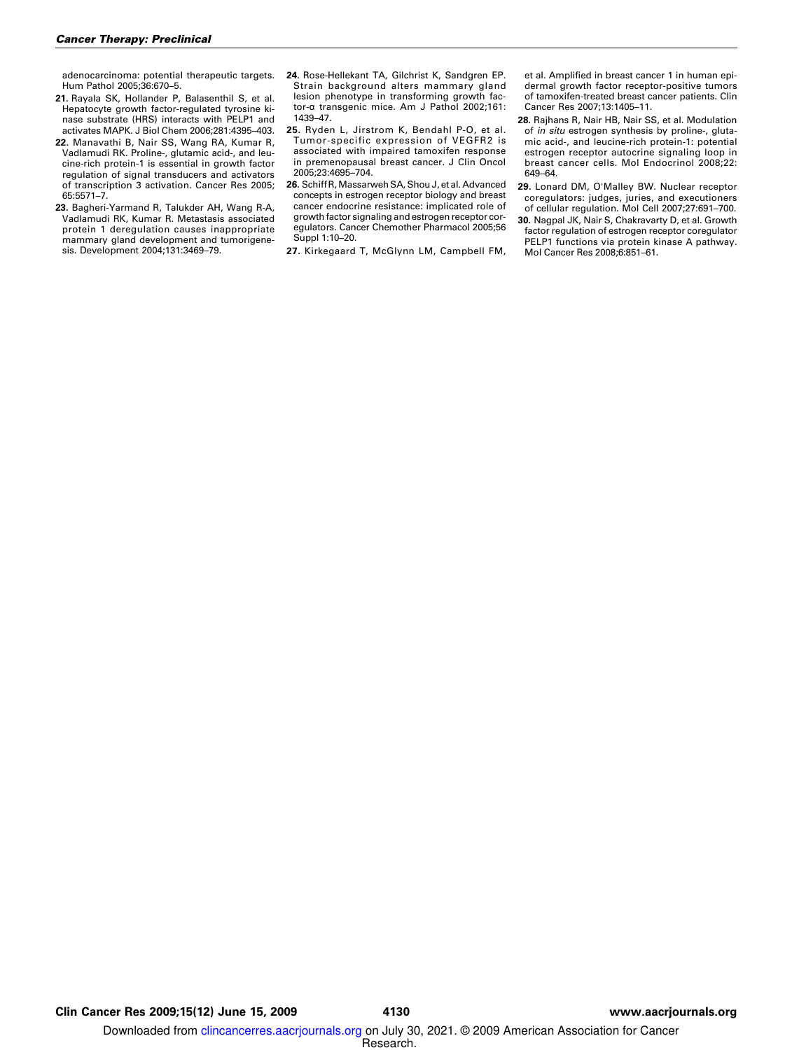adenocarcinoma: potential therapeutic targets. Hum Pathol 2005;36:670–5.

21. Rayala SK, Hollander P, Balasenthil S, et al. Hepatocyte growth factor-regulated tyrosine kinase substrate (HRS) interacts with PELP1 and activates MAPK. J Biol Chem 2006;281:4395–403.

22. Manavathi B, Nair SS, Wang RA, Kumar R, Vadlamudi RK. Proline-, glutamic acid-, and leucine-rich protein-1 is essential in growth factor regulation of signal transducers and activators of transcription 3 activation. Cancer Res 2005; 65:5571–7.

23. Bagheri-Yarmand R, Talukder AH, Wang R-A, Vadlamudi RK, Kumar R. Metastasis associated protein 1 deregulation causes inappropriate mammary gland development and tumorigenesis. Development 2004;131:3469–79.

24. Rose-Hellekant TA, Gilchrist K, Sandgren EP. Strain background alters mammary gland lesion phenotype in transforming growth factor-α transgenic mice. Am J Pathol 2002;161: 1439–47.

25. Ryden L, Jirstrom K, Bendahl P-O, et al. Tumor-specific expression of VEGFR2 is associated with impaired tamoxifen response in premenopausal breast cancer. J Clin Oncol 2005;23:4695–704.

26. Schiff R, Massarweh SA, Shou J, et al. Advanced concepts in estrogen receptor biology and breast cancer endocrine resistance: implicated role of growth factor signaling and estrogen receptor coregulators. Cancer Chemother Pharmacol 2005;56 Suppl 1:10–20.

27. Kirkegaard T, McGlynn LM, Campbell FM, et al. Amplified in breast cancer 1 in human epidermal growth factor receptor-positive tumors of tamoxifen-treated breast cancer patients. Clin Cancer Res 2007;13:1405–11.

28. Rajhans R, Nair HB, Nair SS, et al. Modulation of *in situ* estrogen synthesis by proline-, glutamic acid-, and leucine-rich protein-1: potential estrogen receptor autocrine signaling loop in breast cancer cells. Mol Endocrinol 2008;22: 649–64.

29. Lonard DM, O'Malley BW. Nuclear receptor coregulators: judges, juries, and executioners of cellular regulation. Mol Cell 2007;27:691–700.

30. Nagpal JK, Nair S, Chakravarty D, et al. Growth factor regulation of estrogen receptor coregulator PELP1 functions via protein kinase A pathway. Mol Cancer Res 2008;6:851–61.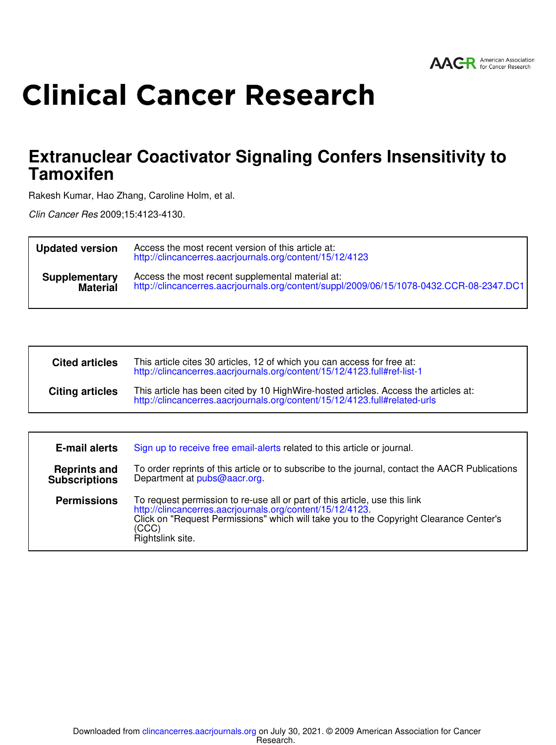# Clinical Cancer Research

## Extranuclear Coactivator Signaling Confers Insensitivity to Tamoxifen

Rakesh Kumar, Hao Zhang, Caroline Holm, et al.

*Clin Cancer Res* 2009;15:4123-4130.

| | |
|---|---|
| **Updated version** | Access the most recent version of this article at: http://clincancerres.aacrjournals.org/content/15/12/4123 |
| **Supplementary Material** | Access the most recent supplemental material at: http://clincancerres.aacrjournals.org/content/suppl/2009/06/15/1078-0432.CCR-08-2347.DC1 |

| | |
|---|---|
| **Cited articles** | This article cites 30 articles, 12 of which you can access for free at: http://clincancerres.aacrjournals.org/content/15/12/4123.full#ref-list-1 |
| **Citing articles** | This article has been cited by 10 HighWire-hosted articles. Access the articles at: http://clincancerres.aacrjournals.org/content/15/12/4123.full#related-urls |

| | |
|---|---|
| **E-mail alerts** | Sign up to receive free email-alerts related to this article or journal. |
| **Reprints and Subscriptions** | To order reprints of this article or to subscribe to the journal, contact the AACR Publications Department at pubs@aacr.org. |
| **Permissions** | To request permission to re-use all or part of this article, use this link http://clincancerres.aacrjournals.org/content/15/12/4123. Click on "Request Permissions" which will take you to the Copyright Clearance Center's (CCC) Rightslink site. |

Downloaded from clincancerres.aacrjournals.org on July 30, 2021. © 2009 American Association for Cancer Research.